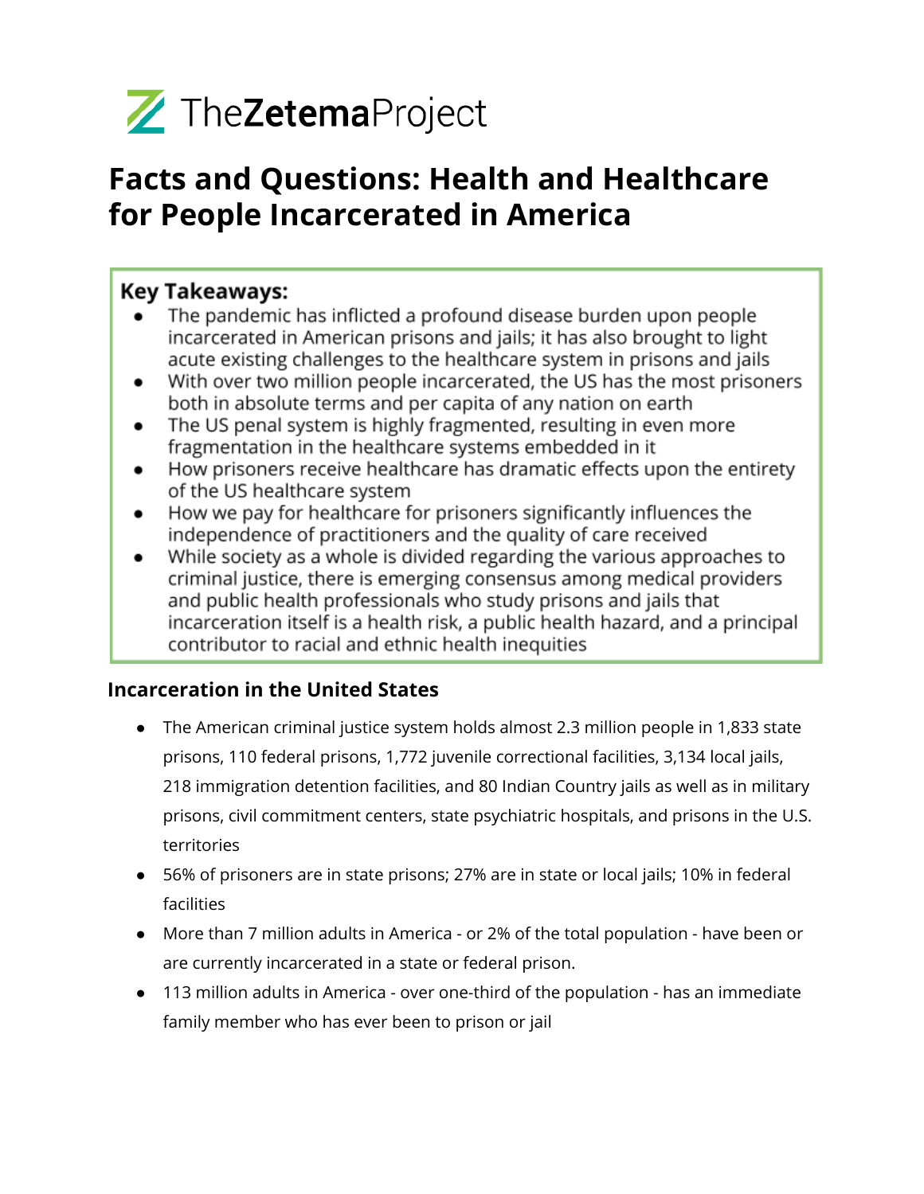TheZetemaProject

# Facts and Questions: Health and Healthcare for People Incarcerated in America

**Key Takeaways:**

- The pandemic has inflicted a profound disease burden upon people incarcerated in American prisons and jails; it has also brought to light acute existing challenges to the healthcare system in prisons and jails
- With over two million people incarcerated, the US has the most prisoners both in absolute terms and per capita of any nation on earth
- The US penal system is highly fragmented, resulting in even more fragmentation in the healthcare systems embedded in it
- How prisoners receive healthcare has dramatic effects upon the entirety of the US healthcare system
- How we pay for healthcare for prisoners significantly influences the independence of practitioners and the quality of care received
- While society as a whole is divided regarding the various approaches to criminal justice, there is emerging consensus among medical providers and public health professionals who study prisons and jails that incarceration itself is a health risk, a public health hazard, and a principal contributor to racial and ethnic health inequities

### Incarceration in the United States

- The American criminal justice system holds almost 2.3 million people in 1,833 state prisons, 110 federal prisons, 1,772 juvenile correctional facilities, 3,134 local jails, 218 immigration detention facilities, and 80 Indian Country jails as well as in military prisons, civil commitment centers, state psychiatric hospitals, and prisons in the U.S. territories
- 56% of prisoners are in state prisons; 27% are in state or local jails; 10% in federal facilities
- More than 7 million adults in America - or 2% of the total population - have been or are currently incarcerated in a state or federal prison.
- 113 million adults in America - over one-third of the population - has an immediate family member who has ever been to prison or jail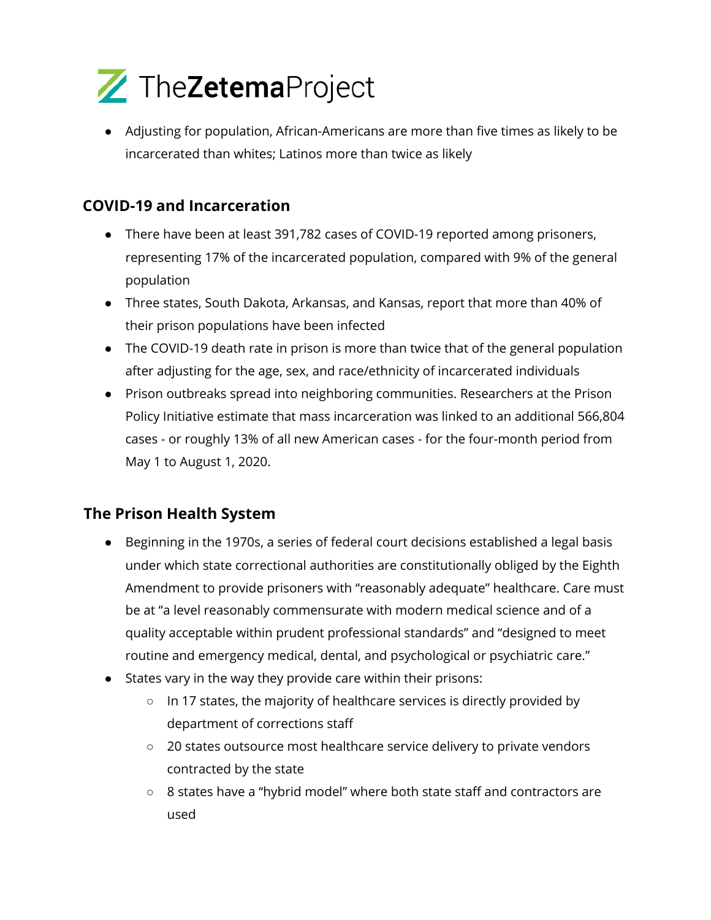- Adjusting for population, African-Americans are more than five times as likely to be incarcerated than whites; Latinos more than twice as likely

## COVID-19 and Incarceration

- There have been at least 391,782 cases of COVID-19 reported among prisoners, representing 17% of the incarcerated population, compared with 9% of the general population
- Three states, South Dakota, Arkansas, and Kansas, report that more than 40% of their prison populations have been infected
- The COVID-19 death rate in prison is more than twice that of the general population after adjusting for the age, sex, and race/ethnicity of incarcerated individuals
- Prison outbreaks spread into neighboring communities. Researchers at the Prison Policy Initiative estimate that mass incarceration was linked to an additional 566,804 cases - or roughly 13% of all new American cases - for the four-month period from May 1 to August 1, 2020.

## The Prison Health System

- Beginning in the 1970s, a series of federal court decisions established a legal basis under which state correctional authorities are constitutionally obliged by the Eighth Amendment to provide prisoners with "reasonably adequate" healthcare. Care must be at "a level reasonably commensurate with modern medical science and of a quality acceptable within prudent professional standards" and "designed to meet routine and emergency medical, dental, and psychological or psychiatric care."
- States vary in the way they provide care within their prisons:
  - In 17 states, the majority of healthcare services is directly provided by department of corrections staff
  - 20 states outsource most healthcare service delivery to private vendors contracted by the state
  - 8 states have a "hybrid model" where both state staff and contractors are used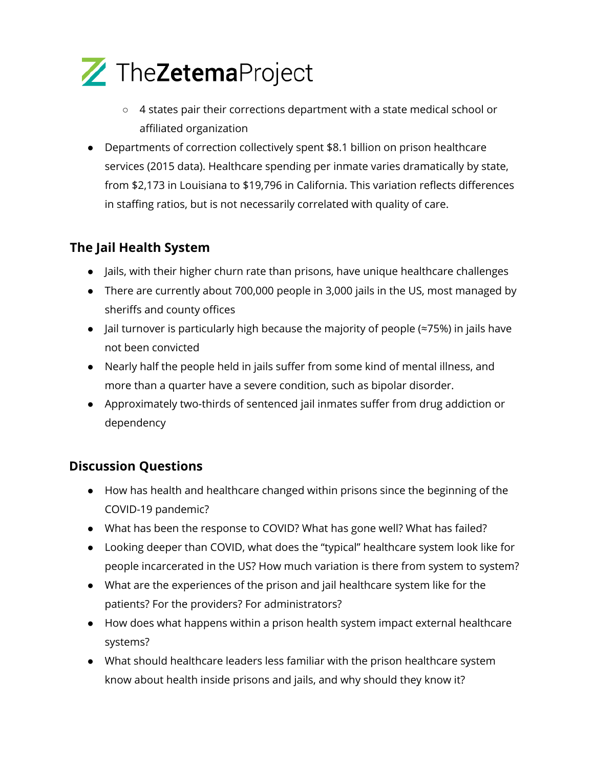- 4 states pair their corrections department with a state medical school or affiliated organization
- Departments of correction collectively spent $8.1 billion on prison healthcare services (2015 data). Healthcare spending per inmate varies dramatically by state, from $2,173 in Louisiana to $19,796 in California. This variation reflects differences in staffing ratios, but is not necessarily correlated with quality of care.

### The Jail Health System

- Jails, with their higher churn rate than prisons, have unique healthcare challenges
- There are currently about 700,000 people in 3,000 jails in the US, most managed by sheriffs and county offices
- Jail turnover is particularly high because the majority of people (≈75%) in jails have not been convicted
- Nearly half the people held in jails suffer from some kind of mental illness, and more than a quarter have a severe condition, such as bipolar disorder.
- Approximately two-thirds of sentenced jail inmates suffer from drug addiction or dependency

### Discussion Questions

- How has health and healthcare changed within prisons since the beginning of the COVID-19 pandemic?
- What has been the response to COVID? What has gone well? What has failed?
- Looking deeper than COVID, what does the "typical" healthcare system look like for people incarcerated in the US? How much variation is there from system to system?
- What are the experiences of the prison and jail healthcare system like for the patients? For the providers? For administrators?
- How does what happens within a prison health system impact external healthcare systems?
- What should healthcare leaders less familiar with the prison healthcare system know about health inside prisons and jails, and why should they know it?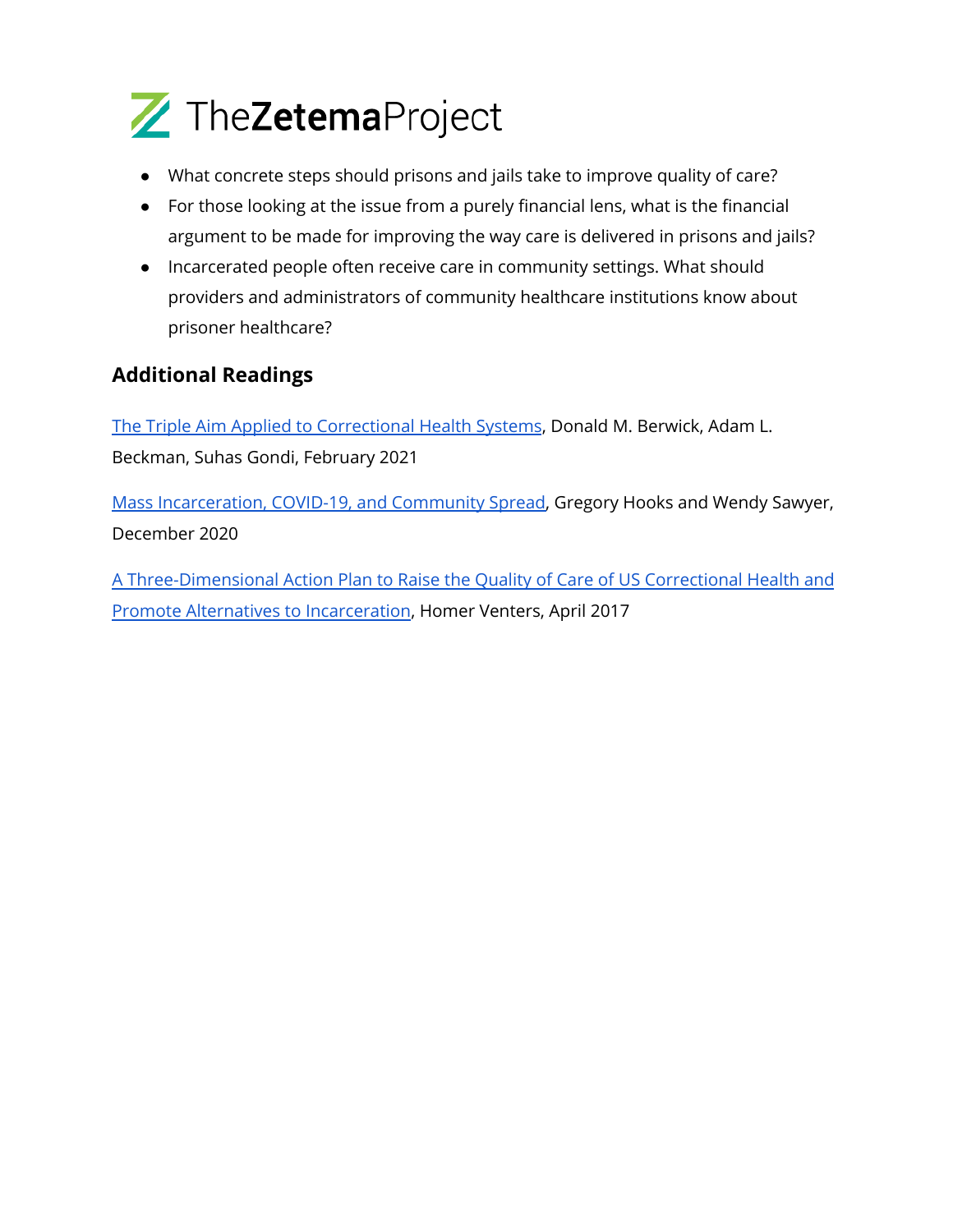- What concrete steps should prisons and jails take to improve quality of care?
- For those looking at the issue from a purely financial lens, what is the financial argument to be made for improving the way care is delivered in prisons and jails?
- Incarcerated people often receive care in community settings. What should providers and administrators of community healthcare institutions know about prisoner healthcare?

## Additional Readings

The Triple Aim Applied to Correctional Health Systems, Donald M. Berwick, Adam L. Beckman, Suhas Gondi, February 2021

Mass Incarceration, COVID-19, and Community Spread, Gregory Hooks and Wendy Sawyer, December 2020

A Three-Dimensional Action Plan to Raise the Quality of Care of US Correctional Health and Promote Alternatives to Incarceration, Homer Venters, April 2017